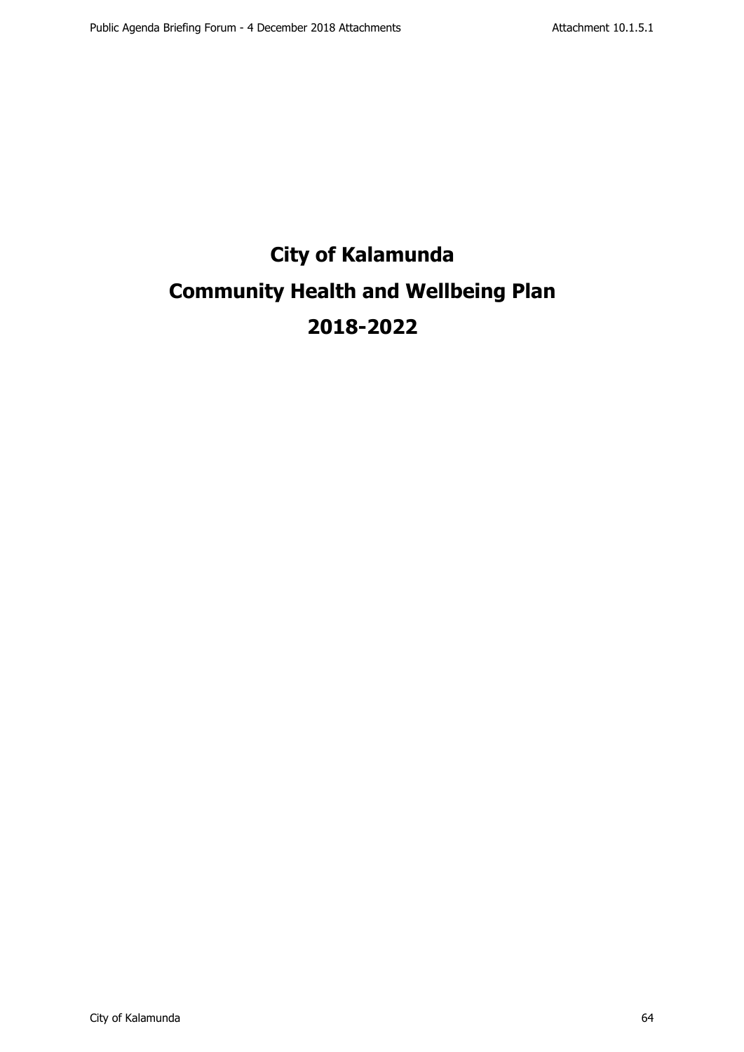# City of Kalamunda

# Community Health and Wellbeing Plan

# 2018-2022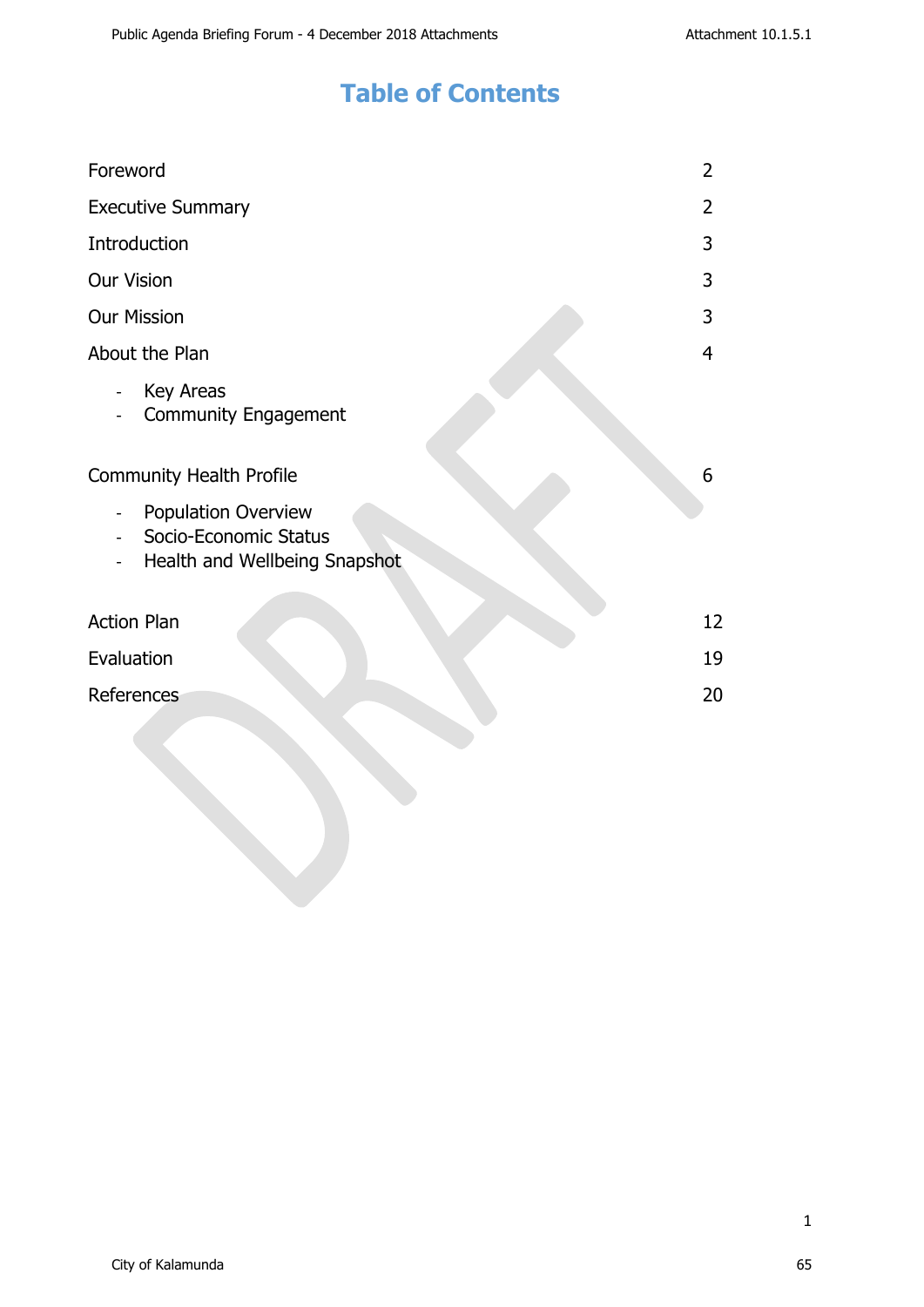# Table of Contents

| | |
|---|---|
| Foreword | 2 |
| Executive Summary | 2 |
| Introduction | 3 |
| Our Vision | 3 |
| Our Mission | 3 |
| About the Plan | 4 |
| - Key Areas<br>- Community Engagement | |
| Community Health Profile | 6 |
| - Population Overview<br>- Socio-Economic Status<br>- Health and Wellbeing Snapshot | |
| Action Plan | 12 |
| Evaluation | 19 |
| References | 20 |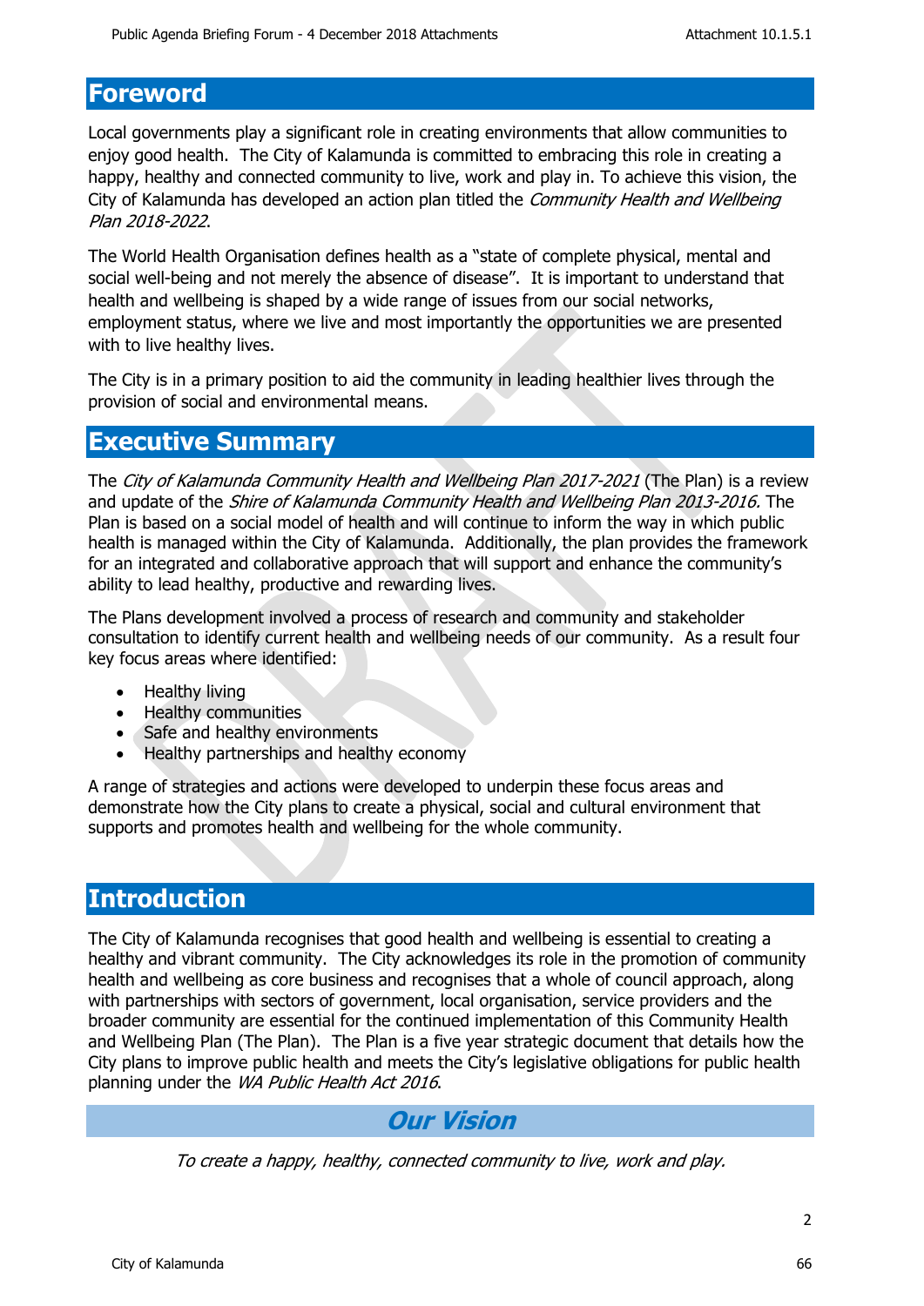# Foreword

Local governments play a significant role in creating environments that allow communities to enjoy good health. The City of Kalamunda is committed to embracing this role in creating a happy, healthy and connected community to live, work and play in. To achieve this vision, the City of Kalamunda has developed an action plan titled the *Community Health and Wellbeing Plan 2018-2022*.

The World Health Organisation defines health as a "state of complete physical, mental and social well-being and not merely the absence of disease". It is important to understand that health and wellbeing is shaped by a wide range of issues from our social networks, employment status, where we live and most importantly the opportunities we are presented with to live healthy lives.

The City is in a primary position to aid the community in leading healthier lives through the provision of social and environmental means.

# Executive Summary

The *City of Kalamunda Community Health and Wellbeing Plan 2017-2021* (The Plan) is a review and update of the *Shire of Kalamunda Community Health and Wellbeing Plan 2013-2016.* The Plan is based on a social model of health and will continue to inform the way in which public health is managed within the City of Kalamunda. Additionally, the plan provides the framework for an integrated and collaborative approach that will support and enhance the community's ability to lead healthy, productive and rewarding lives.

The Plans development involved a process of research and community and stakeholder consultation to identify current health and wellbeing needs of our community. As a result four key focus areas where identified:

- Healthy living
- Healthy communities
- Safe and healthy environments
- Healthy partnerships and healthy economy

A range of strategies and actions were developed to underpin these focus areas and demonstrate how the City plans to create a physical, social and cultural environment that supports and promotes health and wellbeing for the whole community.

# Introduction

The City of Kalamunda recognises that good health and wellbeing is essential to creating a healthy and vibrant community. The City acknowledges its role in the promotion of community health and wellbeing as core business and recognises that a whole of council approach, along with partnerships with sectors of government, local organisation, service providers and the broader community are essential for the continued implementation of this Community Health and Wellbeing Plan (The Plan). The Plan is a five year strategic document that details how the City plans to improve public health and meets the City's legislative obligations for public health planning under the *WA Public Health Act 2016*.

## *Our Vision*

*To create a happy, healthy, connected community to live, work and play.*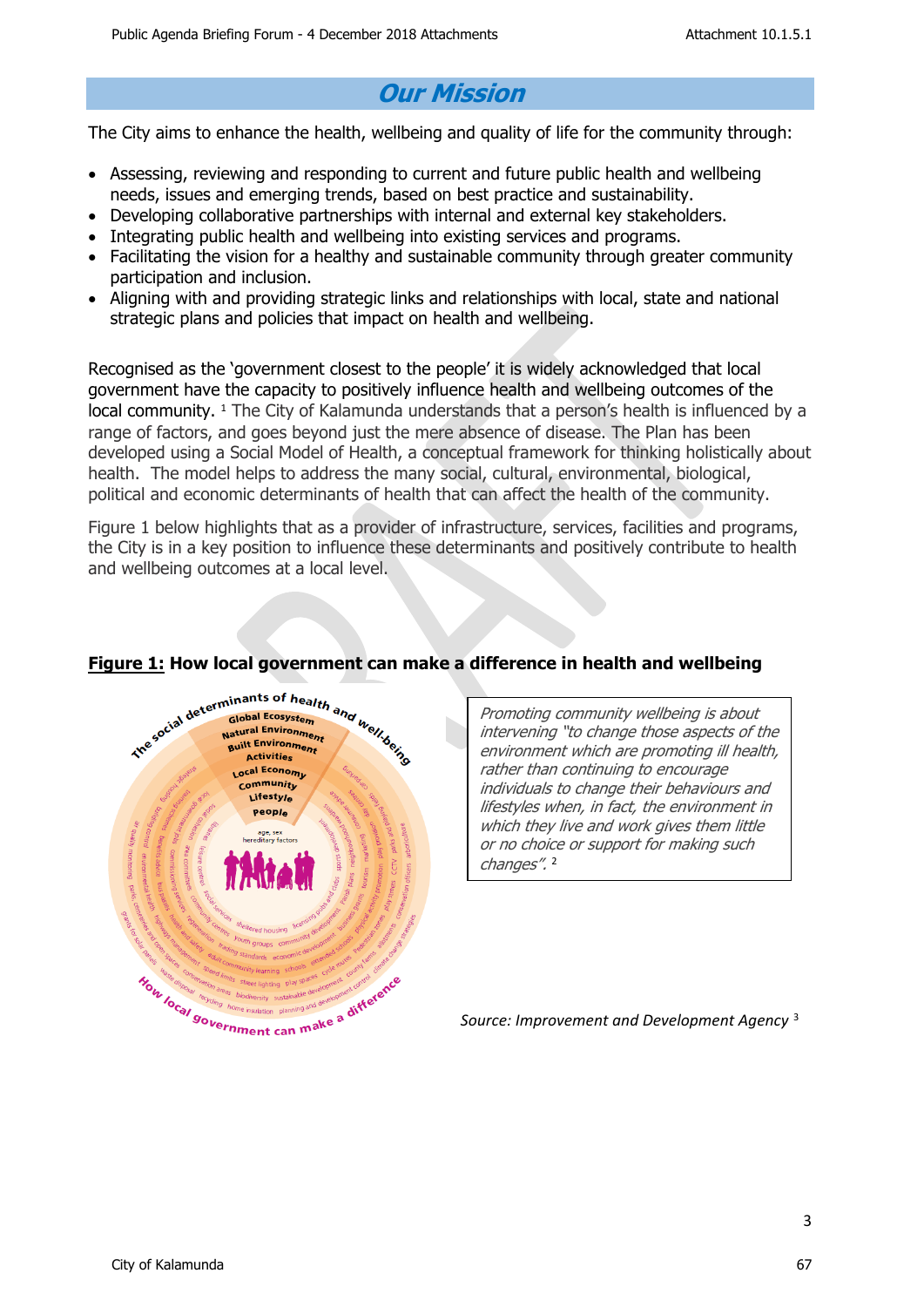## Our Mission

The City aims to enhance the health, wellbeing and quality of life for the community through:

- Assessing, reviewing and responding to current and future public health and wellbeing needs, issues and emerging trends, based on best practice and sustainability.
- Developing collaborative partnerships with internal and external key stakeholders.
- Integrating public health and wellbeing into existing services and programs.
- Facilitating the vision for a healthy and sustainable community through greater community participation and inclusion.
- Aligning with and providing strategic links and relationships with local, state and national strategic plans and policies that impact on health and wellbeing.

Recognised as the 'government closest to the people' it is widely acknowledged that local government have the capacity to positively influence health and wellbeing outcomes of the local community. [1] The City of Kalamunda understands that a person's health is influenced by a range of factors, and goes beyond just the mere absence of disease. The Plan has been developed using a Social Model of Health, a conceptual framework for thinking holistically about health. The model helps to address the many social, cultural, environmental, biological, political and economic determinants of health that can affect the health of the community.

Figure 1 below highlights that as a provider of infrastructure, services, facilities and programs, the City is in a key position to influence these determinants and positively contribute to health and wellbeing outcomes at a local level.

**Figure 1: How local government can make a difference in health and wellbeing**

*Promoting community wellbeing is about intervening "to change those aspects of the environment which are promoting ill health, rather than continuing to encourage individuals to change their behaviours and lifestyles when, in fact, the environment in which they live and work gives them little or no choice or support for making such changes".* [2]

*Source: Improvement and Development Agency* [3]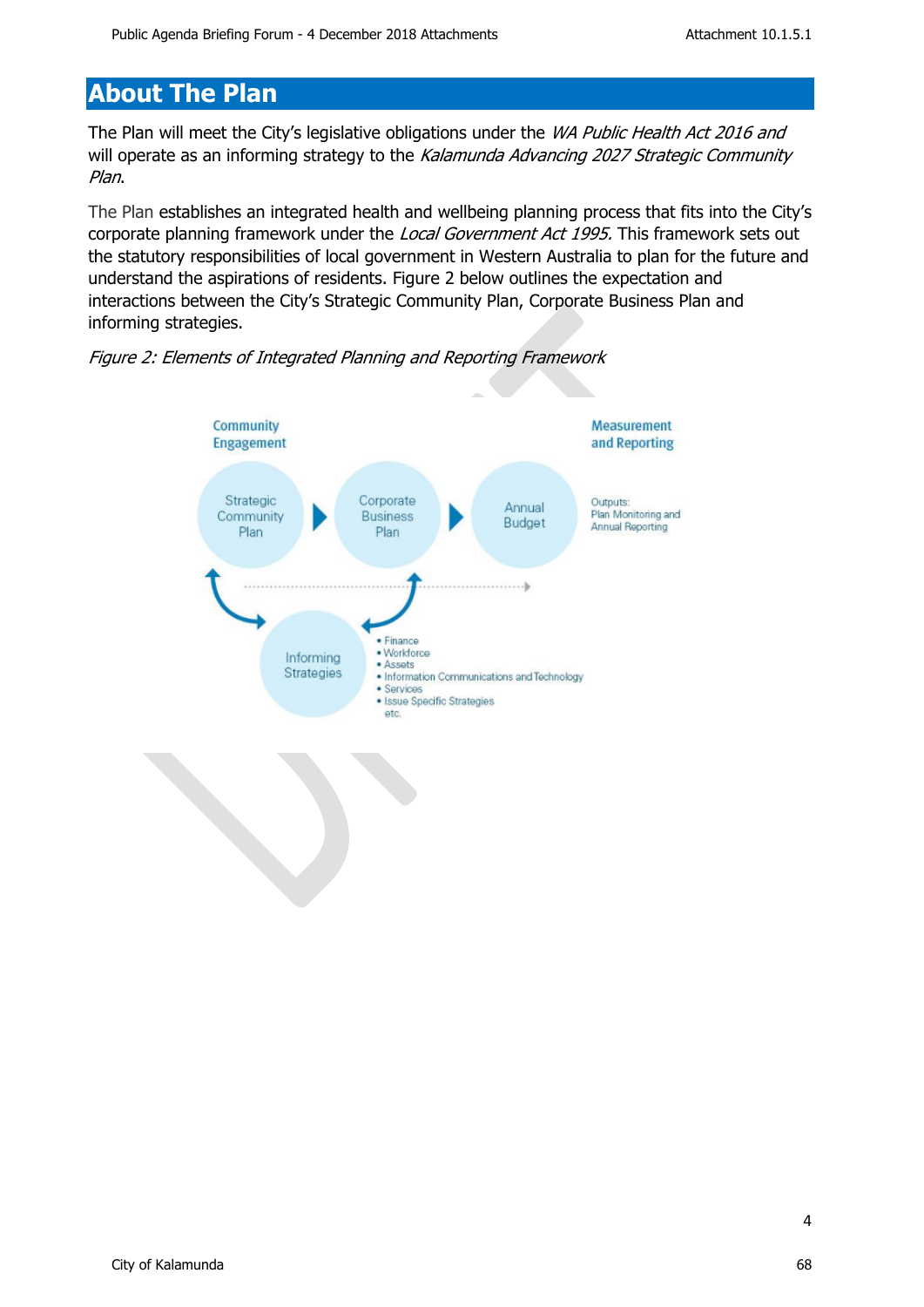## About The Plan

The Plan will meet the City's legislative obligations under the *WA Public Health Act 2016 and* will operate as an informing strategy to the *Kalamunda Advancing 2027 Strategic Community Plan*.

The Plan establishes an integrated health and wellbeing planning process that fits into the City's corporate planning framework under the *Local Government Act 1995.* This framework sets out the statutory responsibilities of local government in Western Australia to plan for the future and understand the aspirations of residents. Figure 2 below outlines the expectation and interactions between the City's Strategic Community Plan, Corporate Business Plan and informing strategies.

*Figure 2: Elements of Integrated Planning and Reporting Framework*

Community Engagement

Strategic Community Plan → Corporate Business Plan → Annual Budget

Measurement and Reporting

Outputs: Plan Monitoring and Annual Reporting

Informing Strategies

- Finance
- Workforce
- Assets
- Information Communications and Technology
- Services
- Issue Specific Strategies

etc.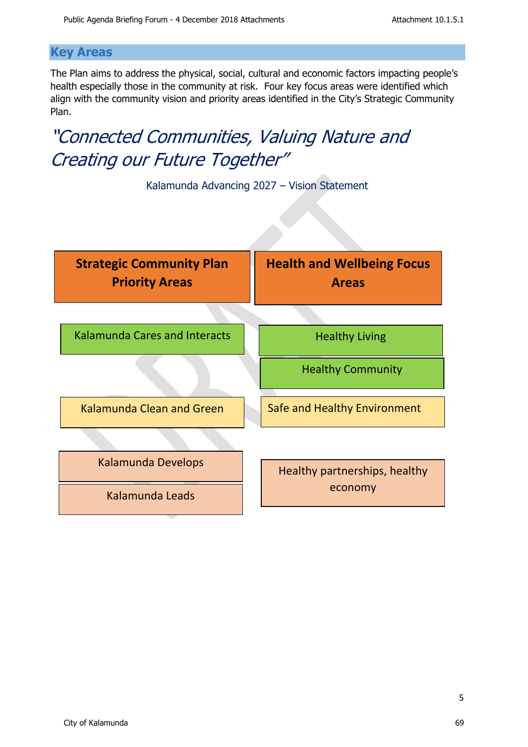## Key Areas

The Plan aims to address the physical, social, cultural and economic factors impacting people's health especially those in the community at risk. Four key focus areas were identified which align with the community vision and priority areas identified in the City's Strategic Community Plan.

*"Connected Communities, Valuing Nature and Creating our Future Together"*

Kalamunda Advancing 2027 – Vision Statement

| Strategic Community Plan Priority Areas | Health and Wellbeing Focus Areas |
| --- | --- |
| Kalamunda Cares and Interacts | Healthy Living<br>Healthy Community |
| Kalamunda Clean and Green | Safe and Healthy Environment |
| Kalamunda Develops<br>Kalamunda Leads | Healthy partnerships, healthy economy |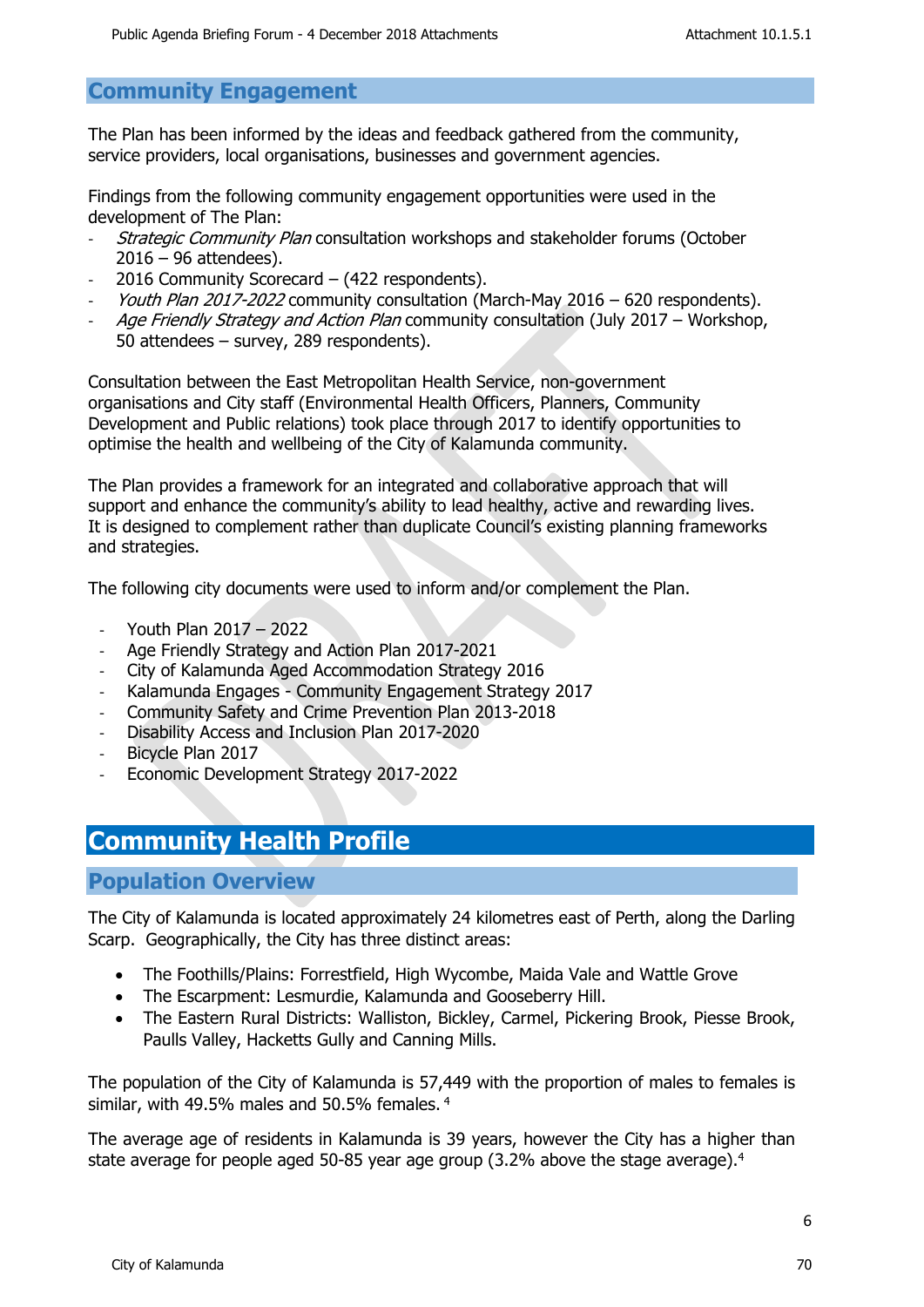## Community Engagement

The Plan has been informed by the ideas and feedback gathered from the community, service providers, local organisations, businesses and government agencies.

Findings from the following community engagement opportunities were used in the development of The Plan:

- *Strategic Community Plan* consultation workshops and stakeholder forums (October 2016 – 96 attendees).
- 2016 Community Scorecard – (422 respondents).
- *Youth Plan 2017-2022* community consultation (March-May 2016 – 620 respondents).
- *Age Friendly Strategy and Action Plan* community consultation (July 2017 – Workshop, 50 attendees – survey, 289 respondents).

Consultation between the East Metropolitan Health Service, non-government organisations and City staff (Environmental Health Officers, Planners, Community Development and Public relations) took place through 2017 to identify opportunities to optimise the health and wellbeing of the City of Kalamunda community.

The Plan provides a framework for an integrated and collaborative approach that will support and enhance the community's ability to lead healthy, active and rewarding lives. It is designed to complement rather than duplicate Council's existing planning frameworks and strategies.

The following city documents were used to inform and/or complement the Plan.

- Youth Plan 2017 – 2022
- Age Friendly Strategy and Action Plan 2017-2021
- City of Kalamunda Aged Accommodation Strategy 2016
- Kalamunda Engages - Community Engagement Strategy 2017
- Community Safety and Crime Prevention Plan 2013-2018
- Disability Access and Inclusion Plan 2017-2020
- Bicycle Plan 2017
- Economic Development Strategy 2017-2022

# Community Health Profile

## Population Overview

The City of Kalamunda is located approximately 24 kilometres east of Perth, along the Darling Scarp. Geographically, the City has three distinct areas:

- The Foothills/Plains: Forrestfield, High Wycombe, Maida Vale and Wattle Grove
- The Escarpment: Lesmurdie, Kalamunda and Gooseberry Hill.
- The Eastern Rural Districts: Walliston, Bickley, Carmel, Pickering Brook, Piesse Brook, Paulls Valley, Hacketts Gully and Canning Mills.

The population of the City of Kalamunda is 57,449 with the proportion of males to females is similar, with 49.5% males and 50.5% females. [4]

The average age of residents in Kalamunda is 39 years, however the City has a higher than state average for people aged 50-85 year age group (3.2% above the stage average).[4]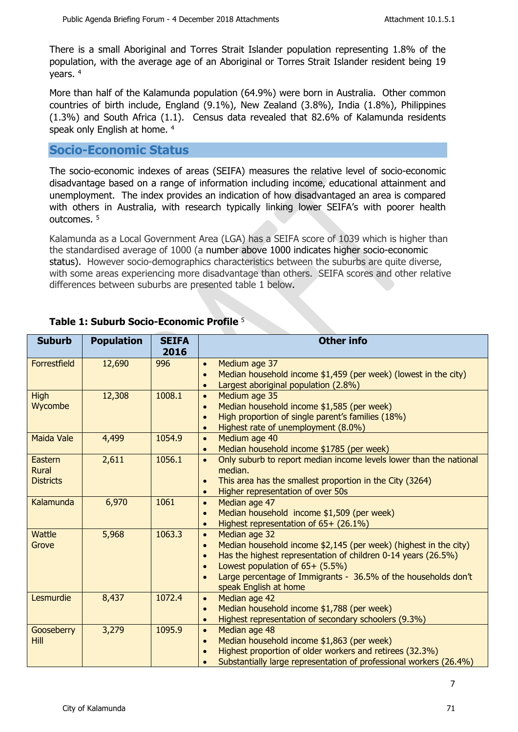There is a small Aboriginal and Torres Strait Islander population representing 1.8% of the population, with the average age of an Aboriginal or Torres Strait Islander resident being 19 years. [4]

More than half of the Kalamunda population (64.9%) were born in Australia. Other common countries of birth include, England (9.1%), New Zealand (3.8%), India (1.8%), Philippines (1.3%) and South Africa (1.1). Census data revealed that 82.6% of Kalamunda residents speak only English at home. [4]

## Socio-Economic Status

The socio-economic indexes of areas (SEIFA) measures the relative level of socio-economic disadvantage based on a range of information including income, educational attainment and unemployment. The index provides an indication of how disadvantaged an area is compared with others in Australia, with research typically linking lower SEIFA's with poorer health outcomes. [5]

Kalamunda as a Local Government Area (LGA) has a SEIFA score of 1039 which is higher than the standardised average of 1000 (a number above 1000 indicates higher socio-economic status). However socio-demographics characteristics between the suburbs are quite diverse, with some areas experiencing more disadvantage than others. SEIFA scores and other relative differences between suburbs are presented table 1 below.

**Table 1: Suburb Socio-Economic Profile** [5]

| Suburb | Population | SEIFA 2016 | Other info |
|---|---|---|---|
| Forrestfield | 12,690 | 996 | • Medium age 37<br>• Median household income $1,459 (per week) (lowest in the city)<br>• Largest aboriginal population (2.8%) |
| High Wycombe | 12,308 | 1008.1 | • Medium age 35<br>• Median household income $1,585 (per week)<br>• High proportion of single parent's families (18%)<br>• Highest rate of unemployment (8.0%) |
| Maida Vale | 4,499 | 1054.9 | • Medium age 40<br>• Median household income $1785 (per week) |
| Eastern Rural Districts | 2,611 | 1056.1 | • Only suburb to report median income levels lower than the national median.<br>• This area has the smallest proportion in the City (3264)<br>• Higher representation of over 50s |
| Kalamunda | 6,970 | 1061 | • Median age 47<br>• Median household income $1,509 (per week)<br>• Highest representation of 65+ (26.1%) |
| Wattle Grove | 5,968 | 1063.3 | • Median age 32<br>• Median household income $2,145 (per week) (highest in the city)<br>• Has the highest representation of children 0-14 years (26.5%)<br>• Lowest population of 65+ (5.5%)<br>• Large percentage of Immigrants - 36.5% of the households don't speak English at home |
| Lesmurdie | 8,437 | 1072.4 | • Median age 42<br>• Median household income $1,788 (per week)<br>• Highest representation of secondary schoolers (9.3%) |
| Gooseberry Hill | 3,279 | 1095.9 | • Median age 48<br>• Median household income $1,863 (per week)<br>• Highest proportion of older workers and retirees (32.3%)<br>• Substantially large representation of professional workers (26.4%) |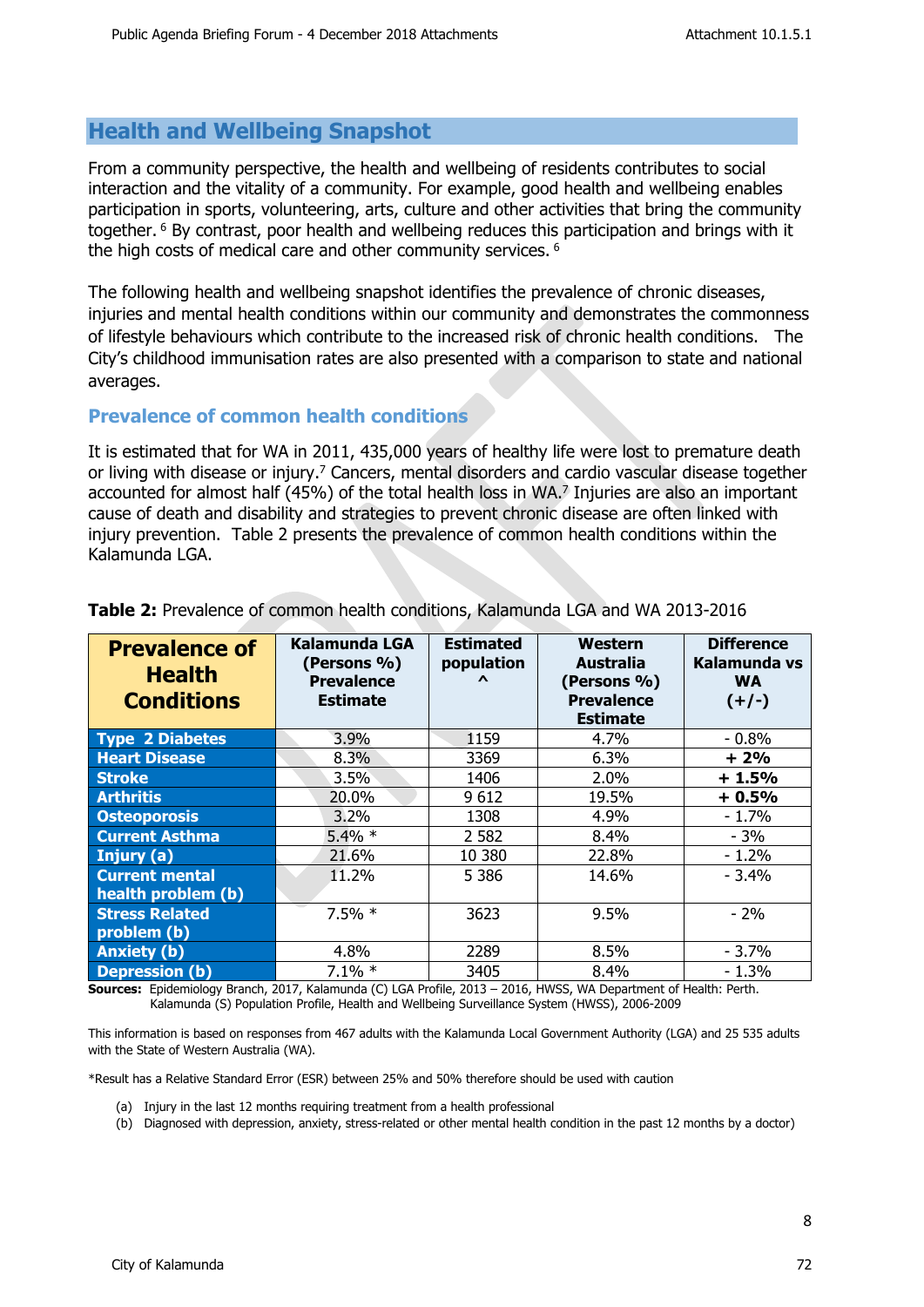## Health and Wellbeing Snapshot

From a community perspective, the health and wellbeing of residents contributes to social interaction and the vitality of a community. For example, good health and wellbeing enables participation in sports, volunteering, arts, culture and other activities that bring the community together. [6] By contrast, poor health and wellbeing reduces this participation and brings with it the high costs of medical care and other community services. [6]

The following health and wellbeing snapshot identifies the prevalence of chronic diseases, injuries and mental health conditions within our community and demonstrates the commonness of lifestyle behaviours which contribute to the increased risk of chronic health conditions. The City's childhood immunisation rates are also presented with a comparison to state and national averages.

### Prevalence of common health conditions

It is estimated that for WA in 2011, 435,000 years of healthy life were lost to premature death or living with disease or injury.[7] Cancers, mental disorders and cardio vascular disease together accounted for almost half (45%) of the total health loss in WA.[7] Injuries are also an important cause of death and disability and strategies to prevent chronic disease are often linked with injury prevention. Table 2 presents the prevalence of common health conditions within the Kalamunda LGA.

**Table 2:** Prevalence of common health conditions, Kalamunda LGA and WA 2013-2016

| Prevalence of Health Conditions | Kalamunda LGA (Persons %) Prevalence Estimate | Estimated population ^ | Western Australia (Persons %) Prevalence Estimate | Difference Kalamunda vs WA (+/-) |
|---|---|---|---|---|
| **Type 2 Diabetes** | 3.9% | 1159 | 4.7% | - 0.8% |
| **Heart Disease** | 8.3% | 3369 | 6.3% | **+ 2%** |
| **Stroke** | 3.5% | 1406 | 2.0% | **+ 1.5%** |
| **Arthritis** | 20.0% | 9 612 | 19.5% | **+ 0.5%** |
| **Osteoporosis** | 3.2% | 1308 | 4.9% | - 1.7% |
| **Current Asthma** | 5.4% * | 2 582 | 8.4% | - 3% |
| **Injury (a)** | 21.6% | 10 380 | 22.8% | - 1.2% |
| **Current mental health problem (b)** | 11.2% | 5 386 | 14.6% | - 3.4% |
| **Stress Related problem (b)** | 7.5% * | 3623 | 9.5% | - 2% |
| **Anxiety (b)** | 4.8% | 2289 | 8.5% | - 3.7% |
| **Depression (b)** | 7.1% * | 3405 | 8.4% | - 1.3% |

**Sources:** Epidemiology Branch, 2017, Kalamunda (C) LGA Profile, 2013 – 2016, HWSS, WA Department of Health: Perth. Kalamunda (S) Population Profile, Health and Wellbeing Surveillance System (HWSS), 2006-2009

This information is based on responses from 467 adults with the Kalamunda Local Government Authority (LGA) and 25 535 adults with the State of Western Australia (WA).

*Result has a Relative Standard Error (ESR) between 25% and 50% therefore should be used with caution

(a) Injury in the last 12 months requiring treatment from a health professional
(b) Diagnosed with depression, anxiety, stress-related or other mental health condition in the past 12 months by a doctor)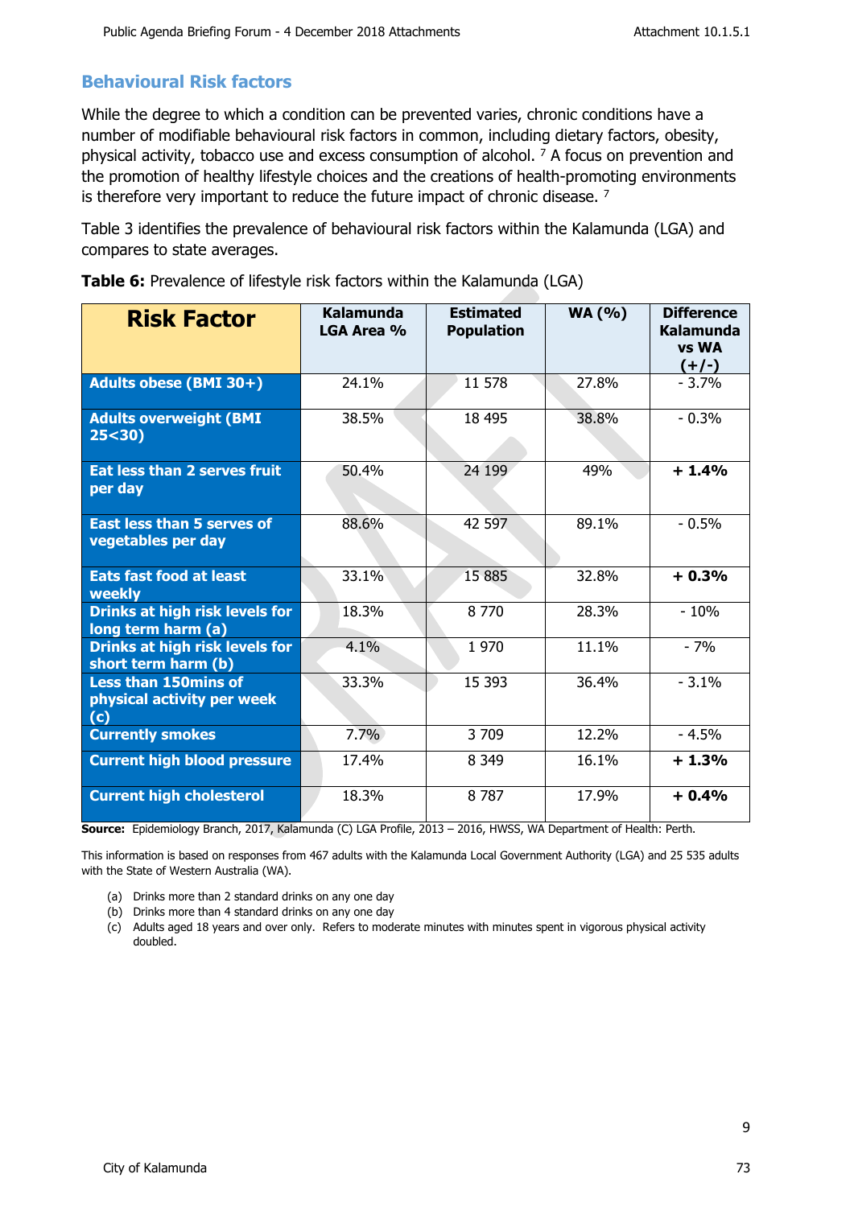## Behavioural Risk factors

While the degree to which a condition can be prevented varies, chronic conditions have a number of modifiable behavioural risk factors in common, including dietary factors, obesity, physical activity, tobacco use and excess consumption of alcohol. [7] A focus on prevention and the promotion of healthy lifestyle choices and the creations of health-promoting environments is therefore very important to reduce the future impact of chronic disease. [7]

Table 3 identifies the prevalence of behavioural risk factors within the Kalamunda (LGA) and compares to state averages.

**Table 6:** Prevalence of lifestyle risk factors within the Kalamunda (LGA)

| Risk Factor | Kalamunda LGA Area % | Estimated Population | WA (%) | Difference Kalamunda vs WA (+/-) |
|---|---|---|---|---|
| **Adults obese (BMI 30+)** | 24.1% | 11 578 | 27.8% | - 3.7% |
| **Adults overweight (BMI 25<30)** | 38.5% | 18 495 | 38.8% | - 0.3% |
| **Eat less than 2 serves fruit per day** | 50.4% | 24 199 | 49% | **+ 1.4%** |
| **East less than 5 serves of vegetables per day** | 88.6% | 42 597 | 89.1% | - 0.5% |
| **Eats fast food at least weekly** | 33.1% | 15 885 | 32.8% | **+ 0.3%** |
| **Drinks at high risk levels for long term harm (a)** | 18.3% | 8 770 | 28.3% | - 10% |
| **Drinks at high risk levels for short term harm (b)** | 4.1% | 1 970 | 11.1% | - 7% |
| **Less than 150mins of physical activity per week (c)** | 33.3% | 15 393 | 36.4% | - 3.1% |
| **Currently smokes** | 7.7% | 3 709 | 12.2% | - 4.5% |
| **Current high blood pressure** | 17.4% | 8 349 | 16.1% | **+ 1.3%** |
| **Current high cholesterol** | 18.3% | 8 787 | 17.9% | **+ 0.4%** |

**Source:** Epidemiology Branch, 2017, Kalamunda (C) LGA Profile, 2013 – 2016, HWSS, WA Department of Health: Perth.

This information is based on responses from 467 adults with the Kalamunda Local Government Authority (LGA) and 25 535 adults with the State of Western Australia (WA).

(a) Drinks more than 2 standard drinks on any one day
(b) Drinks more than 4 standard drinks on any one day
(c) Adults aged 18 years and over only. Refers to moderate minutes with minutes spent in vigorous physical activity doubled.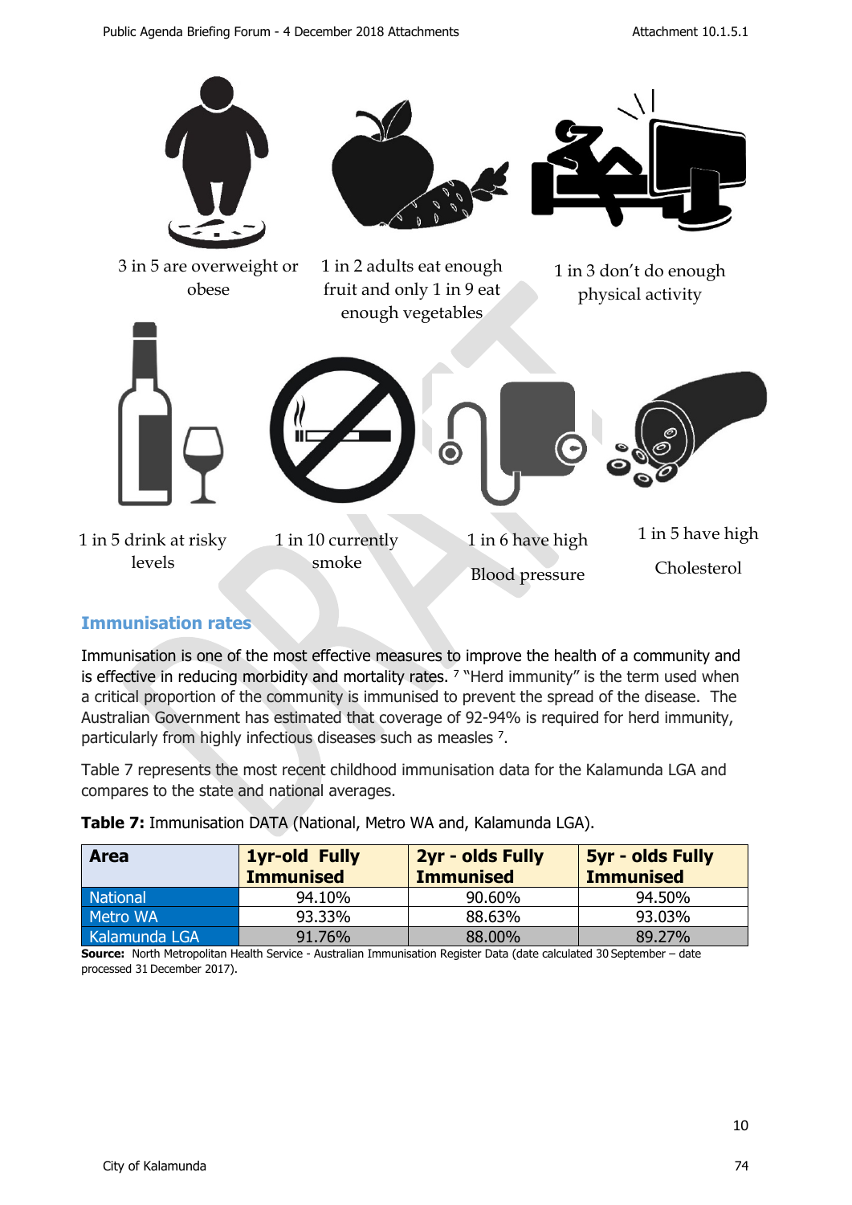3 in 5 are overweight or obese

1 in 2 adults eat enough fruit and only 1 in 9 eat enough vegetables

1 in 3 don't do enough physical activity

1 in 5 drink at risky levels

1 in 10 currently smoke

1 in 6 have high Blood pressure

1 in 5 have high Cholesterol

## Immunisation rates

Immunisation is one of the most effective measures to improve the health of a community and is effective in reducing morbidity and mortality rates. [7] "Herd immunity" is the term used when a critical proportion of the community is immunised to prevent the spread of the disease. The Australian Government has estimated that coverage of 92-94% is required for herd immunity, particularly from highly infectious diseases such as measles [7].

Table 7 represents the most recent childhood immunisation data for the Kalamunda LGA and compares to the state and national averages.

**Table 7:** Immunisation DATA (National, Metro WA and, Kalamunda LGA).

| Area | 1yr-old Fully Immunised | 2yr - olds Fully Immunised | 5yr - olds Fully Immunised |
|---|---|---|---|
| National | 94.10% | 90.60% | 94.50% |
| Metro WA | 93.33% | 88.63% | 93.03% |
| Kalamunda LGA | 91.76% | 88.00% | 89.27% |

**Source:** North Metropolitan Health Service - Australian Immunisation Register Data (date calculated 30 September – date processed 31 December 2017).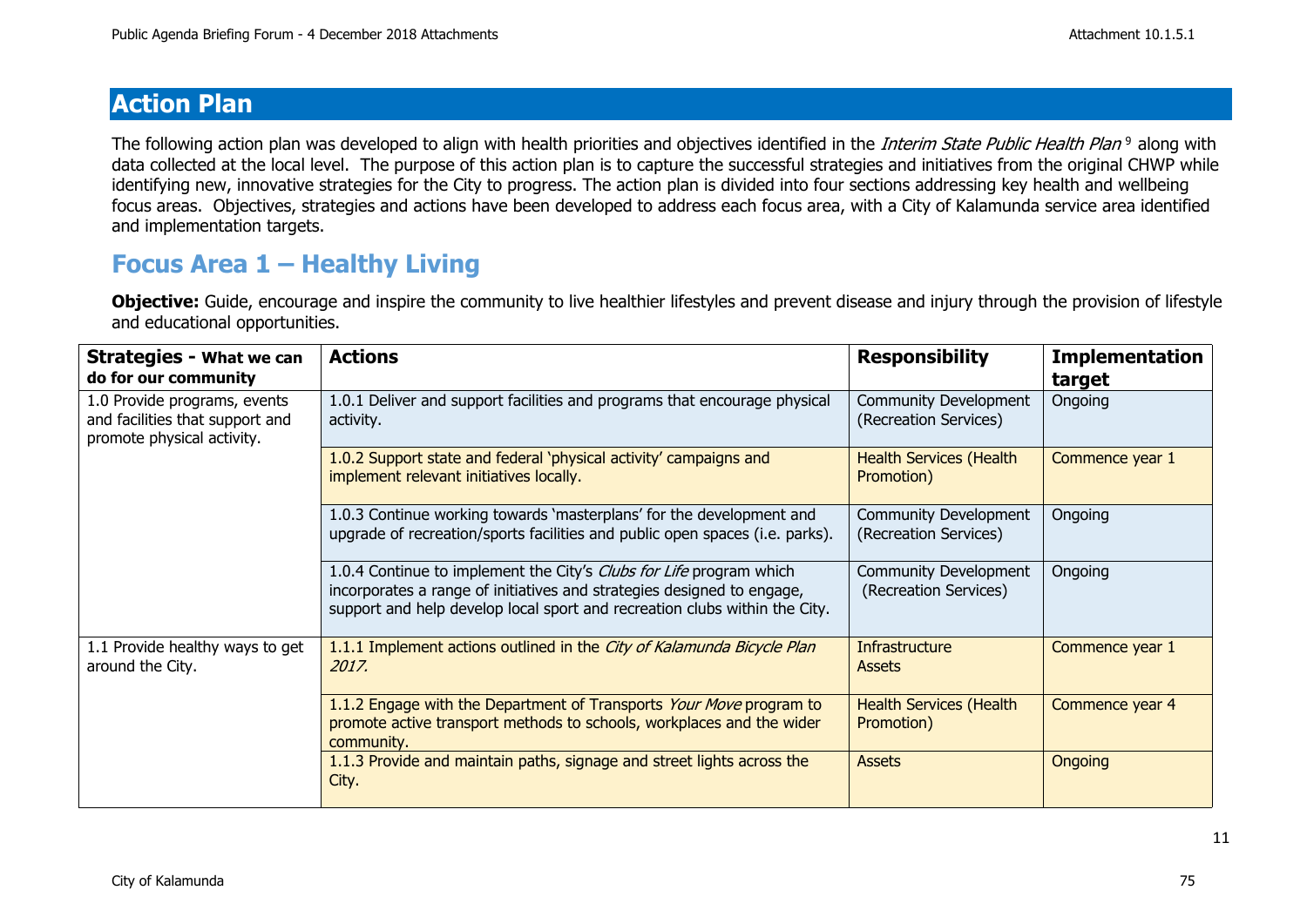## Action Plan

The following action plan was developed to align with health priorities and objectives identified in the *Interim State Public Health Plan* [9] along with data collected at the local level. The purpose of this action plan is to capture the successful strategies and initiatives from the original CHWP while identifying new, innovative strategies for the City to progress. The action plan is divided into four sections addressing key health and wellbeing focus areas. Objectives, strategies and actions have been developed to address each focus area, with a City of Kalamunda service area identified and implementation targets.

## Focus Area 1 – Healthy Living

**Objective:** Guide, encourage and inspire the community to live healthier lifestyles and prevent disease and injury through the provision of lifestyle and educational opportunities.

| **Strategies - What we can do for our community** | **Actions** | **Responsibility** | **Implementation target** |
|---|---|---|---|
| 1.0 Provide programs, events and facilities that support and promote physical activity. | 1.0.1 Deliver and support facilities and programs that encourage physical activity. | Community Development (Recreation Services) | Ongoing |
| | 1.0.2 Support state and federal 'physical activity' campaigns and implement relevant initiatives locally. | Health Services (Health Promotion) | Commence year 1 |
| | 1.0.3 Continue working towards 'masterplans' for the development and upgrade of recreation/sports facilities and public open spaces (i.e. parks). | Community Development (Recreation Services) | Ongoing |
| | 1.0.4 Continue to implement the City's *Clubs for Life* program which incorporates a range of initiatives and strategies designed to engage, support and help develop local sport and recreation clubs within the City. | Community Development (Recreation Services) | Ongoing |
| 1.1 Provide healthy ways to get around the City. | 1.1.1 Implement actions outlined in the *City of Kalamunda Bicycle Plan 2017.* | Infrastructure Assets | Commence year 1 |
| | 1.1.2 Engage with the Department of Transports *Your Move* program to promote active transport methods to schools, workplaces and the wider community. | Health Services (Health Promotion) | Commence year 4 |
| | 1.1.3 Provide and maintain paths, signage and street lights across the City. | Assets | Ongoing |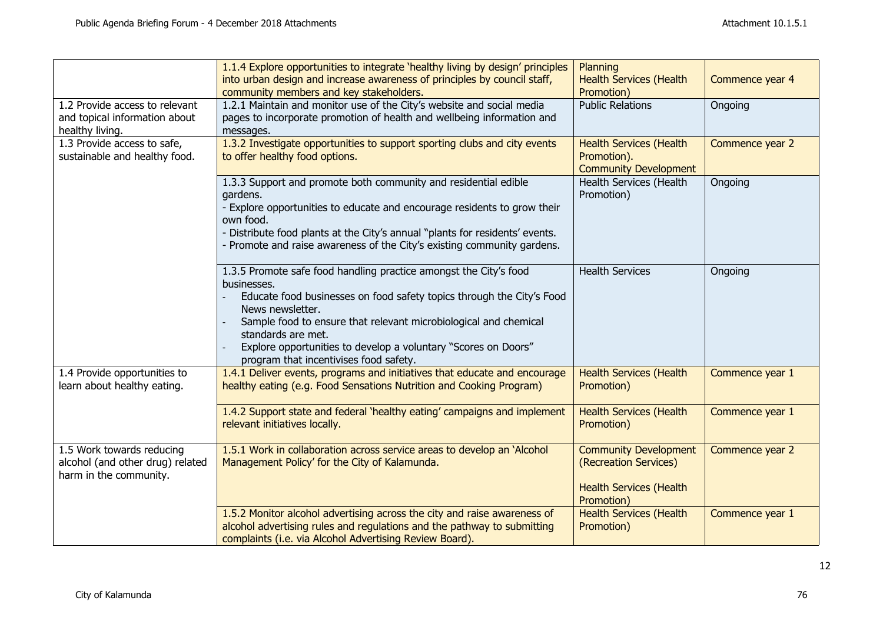| | | | |
|---|---|---|---|
| | 1.1.4 Explore opportunities to integrate 'healthy living by design' principles into urban design and increase awareness of principles by council staff, community members and key stakeholders. | Planning<br>Health Services (Health Promotion) | Commence year 4 |
| 1.2 Provide access to relevant and topical information about healthy living. | 1.2.1 Maintain and monitor use of the City's website and social media pages to incorporate promotion of health and wellbeing information and messages. | Public Relations | Ongoing |
| 1.3 Provide access to safe, sustainable and healthy food. | 1.3.2 Investigate opportunities to support sporting clubs and city events to offer healthy food options. | Health Services (Health Promotion).<br>Community Development | Commence year 2 |
| | 1.3.3 Support and promote both community and residential edible gardens.<br>- Explore opportunities to educate and encourage residents to grow their own food.<br>- Distribute food plants at the City's annual "plants for residents' events.<br>- Promote and raise awareness of the City's existing community gardens. | Health Services (Health Promotion) | Ongoing |
| | 1.3.5 Promote safe food handling practice amongst the City's food businesses.<br>- Educate food businesses on food safety topics through the City's Food News newsletter.<br>- Sample food to ensure that relevant microbiological and chemical standards are met.<br>- Explore opportunities to develop a voluntary "Scores on Doors" program that incentivises food safety. | Health Services | Ongoing |
| 1.4 Provide opportunities to learn about healthy eating. | 1.4.1 Deliver events, programs and initiatives that educate and encourage healthy eating (e.g. Food Sensations Nutrition and Cooking Program) | Health Services (Health Promotion) | Commence year 1 |
| | 1.4.2 Support state and federal 'healthy eating' campaigns and implement relevant initiatives locally. | Health Services (Health Promotion) | Commence year 1 |
| 1.5 Work towards reducing alcohol (and other drug) related harm in the community. | 1.5.1 Work in collaboration across service areas to develop an 'Alcohol Management Policy' for the City of Kalamunda. | Community Development (Recreation Services)<br><br>Health Services (Health Promotion) | Commence year 2 |
| | 1.5.2 Monitor alcohol advertising across the city and raise awareness of alcohol advertising rules and regulations and the pathway to submitting complaints (i.e. via Alcohol Advertising Review Board). | Health Services (Health Promotion) | Commence year 1 |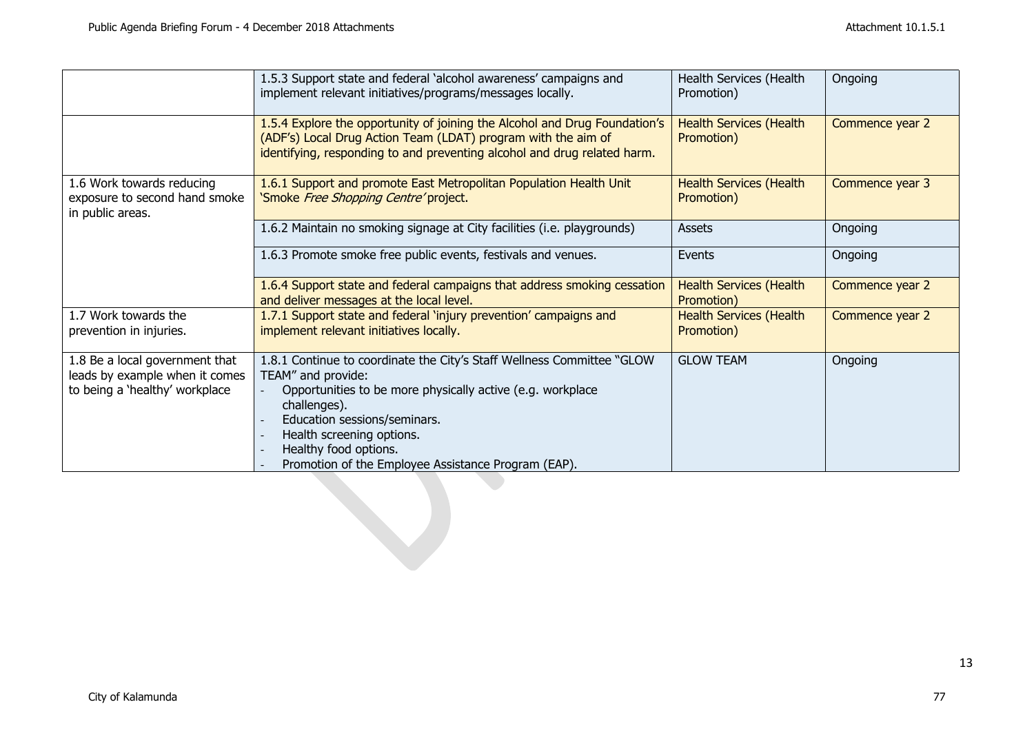| | | | |
|---|---|---|---|
| | 1.5.3 Support state and federal 'alcohol awareness' campaigns and implement relevant initiatives/programs/messages locally. | Health Services (Health Promotion) | Ongoing |
| | 1.5.4 Explore the opportunity of joining the Alcohol and Drug Foundation's (ADF's) Local Drug Action Team (LDAT) program with the aim of identifying, responding to and preventing alcohol and drug related harm. | Health Services (Health Promotion) | Commence year 2 |
| 1.6 Work towards reducing exposure to second hand smoke in public areas. | 1.6.1 Support and promote East Metropolitan Population Health Unit 'Smoke *Free Shopping Centre'* project. | Health Services (Health Promotion) | Commence year 3 |
| | 1.6.2 Maintain no smoking signage at City facilities (i.e. playgrounds) | Assets | Ongoing |
| | 1.6.3 Promote smoke free public events, festivals and venues. | Events | Ongoing |
| | 1.6.4 Support state and federal campaigns that address smoking cessation and deliver messages at the local level. | Health Services (Health Promotion) | Commence year 2 |
| 1.7 Work towards the prevention in injuries. | 1.7.1 Support state and federal 'injury prevention' campaigns and implement relevant initiatives locally. | Health Services (Health Promotion) | Commence year 2 |
| 1.8 Be a local government that leads by example when it comes to being a 'healthy' workplace | 1.8.1 Continue to coordinate the City's Staff Wellness Committee "GLOW TEAM" and provide:<br>- Opportunities to be more physically active (e.g. workplace challenges).<br>- Education sessions/seminars.<br>- Health screening options.<br>- Healthy food options.<br>- Promotion of the Employee Assistance Program (EAP). | GLOW TEAM | Ongoing |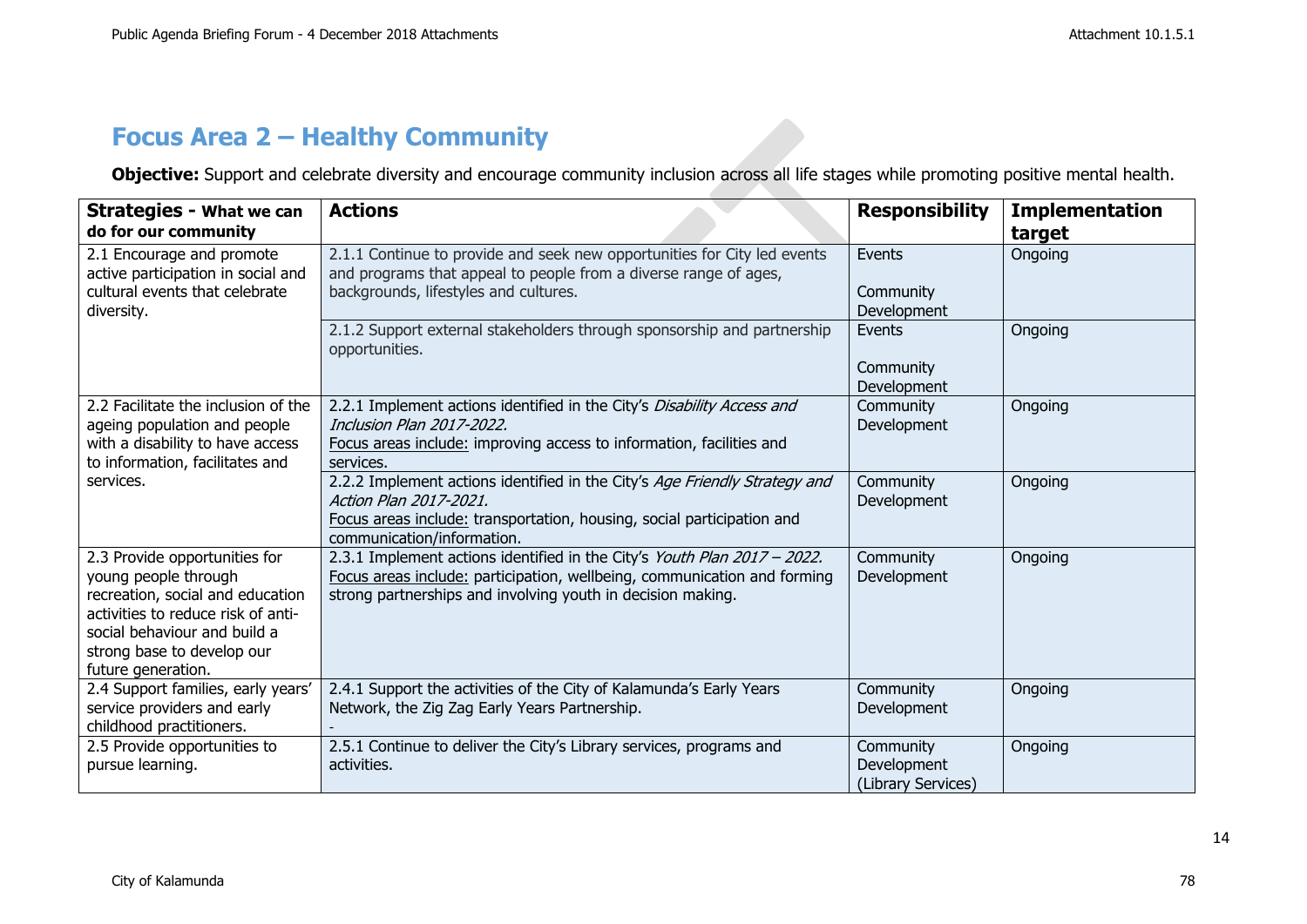## Focus Area 2 – Healthy Community

**Objective:** Support and celebrate diversity and encourage community inclusion across all life stages while promoting positive mental health.

| **Strategies - What we can do for our community** | **Actions** | **Responsibility** | **Implementation target** |
|---|---|---|---|
| 2.1 Encourage and promote active participation in social and cultural events that celebrate diversity. | 2.1.1 Continue to provide and seek new opportunities for City led events and programs that appeal to people from a diverse range of ages, backgrounds, lifestyles and cultures. | Events<br><br>Community Development | Ongoing |
| | 2.1.2 Support external stakeholders through sponsorship and partnership opportunities. | Events<br><br>Community Development | Ongoing |
| 2.2 Facilitate the inclusion of the ageing population and people with a disability to have access to information, facilitates and services. | 2.2.1 Implement actions identified in the City's *Disability Access and Inclusion Plan 2017-2022.*<br>Focus areas include: improving access to information, facilities and services. | Community Development | Ongoing |
| | 2.2.2 Implement actions identified in the City's *Age Friendly Strategy and Action Plan 2017-2021.*<br>Focus areas include: transportation, housing, social participation and communication/information. | Community Development | Ongoing |
| 2.3 Provide opportunities for young people through recreation, social and education activities to reduce risk of anti-social behaviour and build a strong base to develop our future generation. | 2.3.1 Implement actions identified in the City's *Youth Plan 2017 – 2022.*<br>Focus areas include: participation, wellbeing, communication and forming strong partnerships and involving youth in decision making. | Community Development | Ongoing |
| 2.4 Support families, early years' service providers and early childhood practitioners. | 2.4.1 Support the activities of the City of Kalamunda's Early Years Network, the Zig Zag Early Years Partnership.<br>- | Community Development | Ongoing |
| 2.5 Provide opportunities to pursue learning. | 2.5.1 Continue to deliver the City's Library services, programs and activities. | Community Development (Library Services) | Ongoing |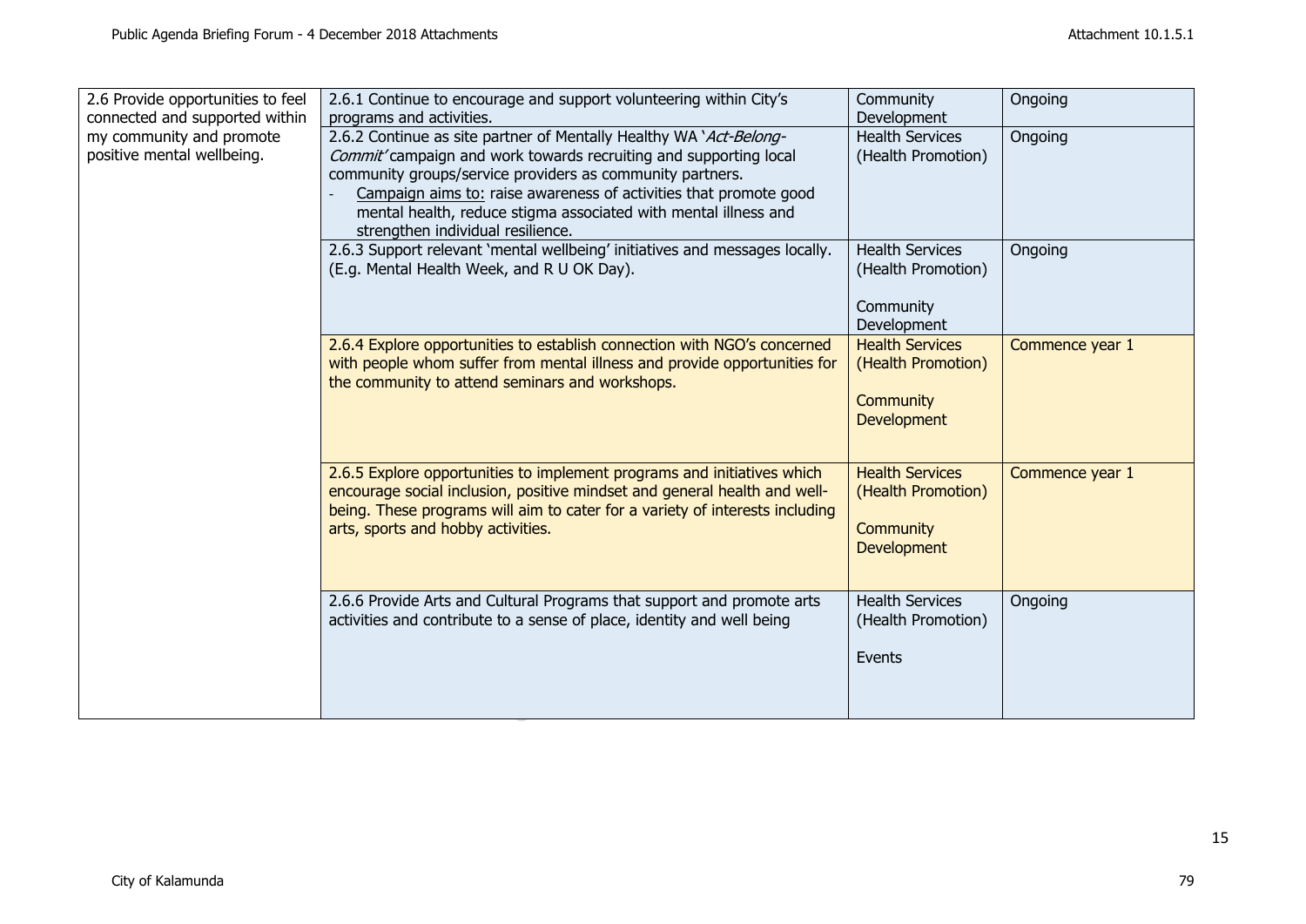| | | | |
|---|---|---|---|
| 2.6 Provide opportunities to feel connected and supported within my community and promote positive mental wellbeing. | 2.6.1 Continue to encourage and support volunteering within City's programs and activities. | Community Development | Ongoing |
| | 2.6.2 Continue as site partner of Mentally Healthy WA '*Act-Belong-Commit'* campaign and work towards recruiting and supporting local community groups/service providers as community partners.<br>- Campaign aims to: raise awareness of activities that promote good mental health, reduce stigma associated with mental illness and strengthen individual resilience. | Health Services (Health Promotion) | Ongoing |
| | 2.6.3 Support relevant 'mental wellbeing' initiatives and messages locally. (E.g. Mental Health Week, and R U OK Day). | Health Services (Health Promotion)<br><br>Community Development | Ongoing |
| | 2.6.4 Explore opportunities to establish connection with NGO's concerned with people whom suffer from mental illness and provide opportunities for the community to attend seminars and workshops. | Health Services (Health Promotion)<br><br>Community Development | Commence year 1 |
| | 2.6.5 Explore opportunities to implement programs and initiatives which encourage social inclusion, positive mindset and general health and well-being. These programs will aim to cater for a variety of interests including arts, sports and hobby activities. | Health Services (Health Promotion)<br><br>Community Development | Commence year 1 |
| | 2.6.6 Provide Arts and Cultural Programs that support and promote arts activities and contribute to a sense of place, identity and well being | Health Services (Health Promotion)<br><br>Events | Ongoing |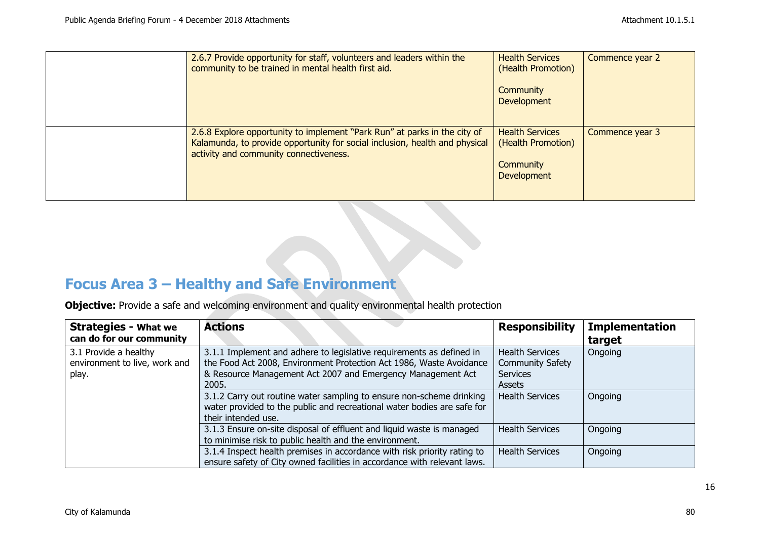| | | | |
|---|---|---|---|
| | 2.6.7 Provide opportunity for staff, volunteers and leaders within the community to be trained in mental health first aid. | Health Services (Health Promotion)<br><br>Community Development | Commence year 2 |
| | 2.6.8 Explore opportunity to implement "Park Run" at parks in the city of Kalamunda, to provide opportunity for social inclusion, health and physical activity and community connectiveness. | Health Services (Health Promotion)<br><br>Community Development | Commence year 3 |

## Focus Area 3 – Healthy and Safe Environment

**Objective:** Provide a safe and welcoming environment and quality environmental health protection

| **Strategies - What we can do for our community** | **Actions** | **Responsibility** | **Implementation target** |
|---|---|---|---|
| 3.1 Provide a healthy environment to live, work and play. | 3.1.1 Implement and adhere to legislative requirements as defined in the Food Act 2008, Environment Protection Act 1986, Waste Avoidance & Resource Management Act 2007 and Emergency Management Act 2005. | Health Services<br>Community Safety Services<br>Assets | Ongoing |
| | 3.1.2 Carry out routine water sampling to ensure non-scheme drinking water provided to the public and recreational water bodies are safe for their intended use. | Health Services | Ongoing |
| | 3.1.3 Ensure on-site disposal of effluent and liquid waste is managed to minimise risk to public health and the environment. | Health Services | Ongoing |
| | 3.1.4 Inspect health premises in accordance with risk priority rating to ensure safety of City owned facilities in accordance with relevant laws. | Health Services | Ongoing |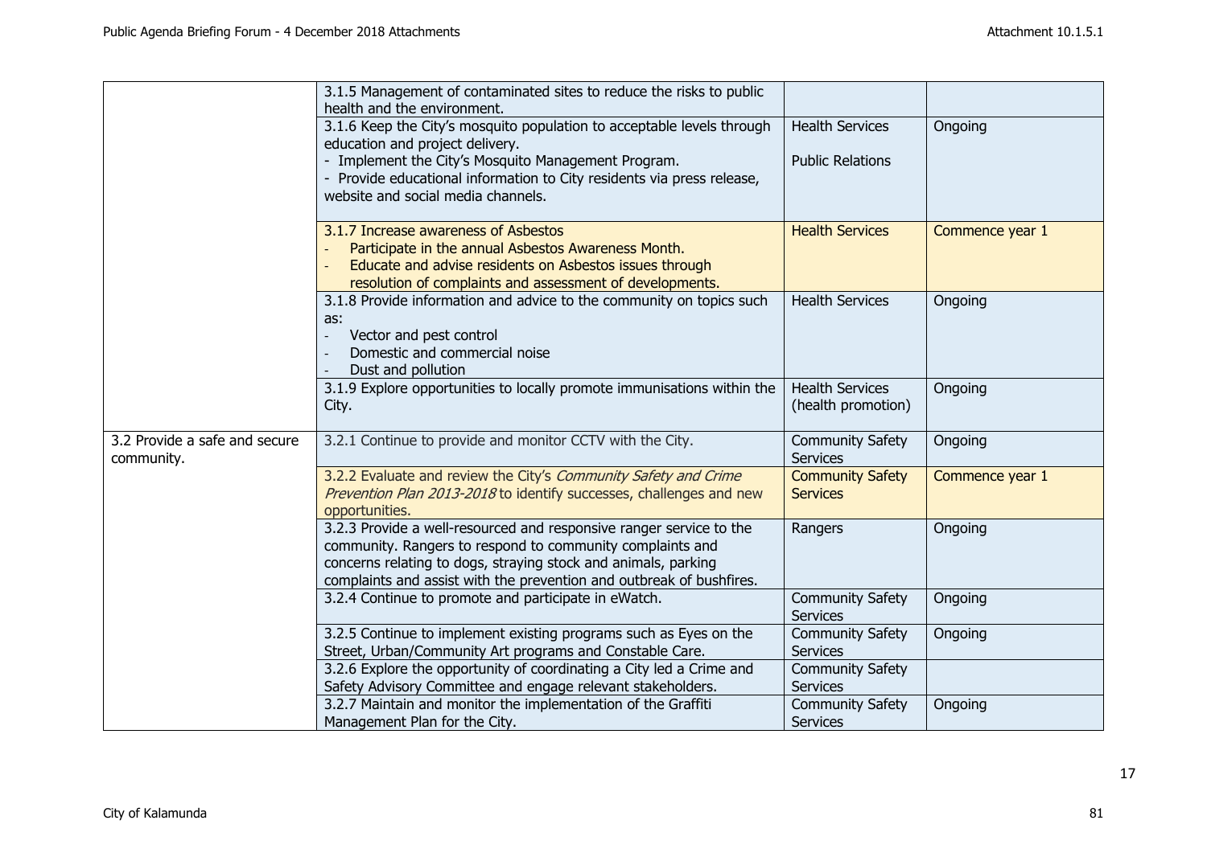| | | | |
|---|---|---|---|
| | 3.1.5 Management of contaminated sites to reduce the risks to public health and the environment. | | |
| | 3.1.6 Keep the City's mosquito population to acceptable levels through education and project delivery.<br>- Implement the City's Mosquito Management Program.<br>- Provide educational information to City residents via press release, website and social media channels. | Health Services<br><br>Public Relations | Ongoing |
| | 3.1.7 Increase awareness of Asbestos<br>- Participate in the annual Asbestos Awareness Month.<br>- Educate and advise residents on Asbestos issues through resolution of complaints and assessment of developments. | Health Services | Commence year 1 |
| | 3.1.8 Provide information and advice to the community on topics such as:<br>- Vector and pest control<br>- Domestic and commercial noise<br>- Dust and pollution | Health Services | Ongoing |
| | 3.1.9 Explore opportunities to locally promote immunisations within the City. | Health Services (health promotion) | Ongoing |
| 3.2 Provide a safe and secure community. | 3.2.1 Continue to provide and monitor CCTV with the City. | Community Safety Services | Ongoing |
| | 3.2.2 Evaluate and review the City's *Community Safety and Crime Prevention Plan 2013-2018* to identify successes, challenges and new opportunities. | Community Safety Services | Commence year 1 |
| | 3.2.3 Provide a well-resourced and responsive ranger service to the community. Rangers to respond to community complaints and concerns relating to dogs, straying stock and animals, parking complaints and assist with the prevention and outbreak of bushfires. | Rangers | Ongoing |
| | 3.2.4 Continue to promote and participate in eWatch. | Community Safety Services | Ongoing |
| | 3.2.5 Continue to implement existing programs such as Eyes on the Street, Urban/Community Art programs and Constable Care. | Community Safety Services | Ongoing |
| | 3.2.6 Explore the opportunity of coordinating a City led a Crime and Safety Advisory Committee and engage relevant stakeholders. | Community Safety Services | |
| | 3.2.7 Maintain and monitor the implementation of the Graffiti Management Plan for the City. | Community Safety Services | Ongoing |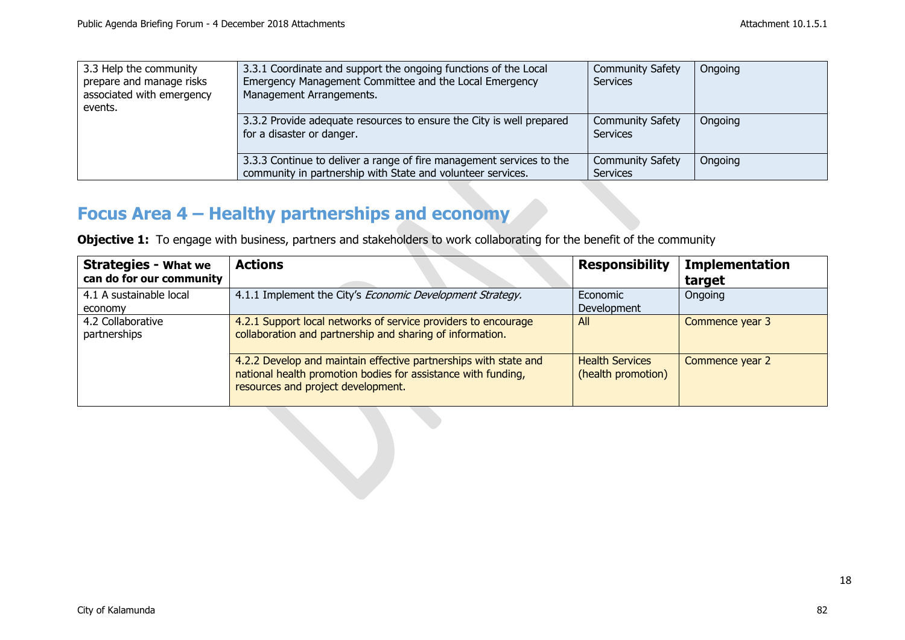| | | | |
|---|---|---|---|
| 3.3 Help the community prepare and manage risks associated with emergency events. | 3.3.1 Coordinate and support the ongoing functions of the Local Emergency Management Committee and the Local Emergency Management Arrangements. | Community Safety Services | Ongoing |
| | 3.3.2 Provide adequate resources to ensure the City is well prepared for a disaster or danger. | Community Safety Services | Ongoing |
| | 3.3.3 Continue to deliver a range of fire management services to the community in partnership with State and volunteer services. | Community Safety Services | Ongoing |

## Focus Area 4 – Healthy partnerships and economy

**Objective 1:** To engage with business, partners and stakeholders to work collaborating for the benefit of the community

| **Strategies - What we can do for our community** | **Actions** | **Responsibility** | **Implementation target** |
|---|---|---|---|
| 4.1 A sustainable local economy | 4.1.1 Implement the City's *Economic Development Strategy.* | Economic Development | Ongoing |
| 4.2 Collaborative partnerships | 4.2.1 Support local networks of service providers to encourage collaboration and partnership and sharing of information. | All | Commence year 3 |
| | 4.2.2 Develop and maintain effective partnerships with state and national health promotion bodies for assistance with funding, resources and project development. | Health Services (health promotion) | Commence year 2 |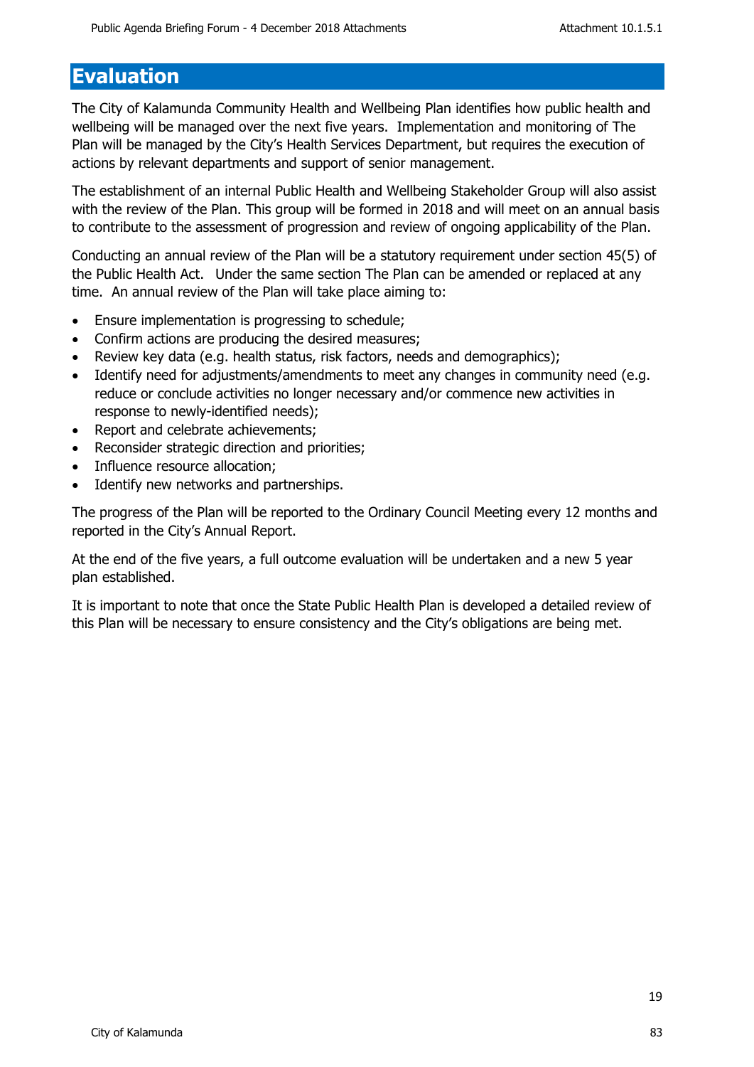# Evaluation

The City of Kalamunda Community Health and Wellbeing Plan identifies how public health and wellbeing will be managed over the next five years. Implementation and monitoring of The Plan will be managed by the City's Health Services Department, but requires the execution of actions by relevant departments and support of senior management.

The establishment of an internal Public Health and Wellbeing Stakeholder Group will also assist with the review of the Plan. This group will be formed in 2018 and will meet on an annual basis to contribute to the assessment of progression and review of ongoing applicability of the Plan.

Conducting an annual review of the Plan will be a statutory requirement under section 45(5) of the Public Health Act. Under the same section The Plan can be amended or replaced at any time. An annual review of the Plan will take place aiming to:

- Ensure implementation is progressing to schedule;
- Confirm actions are producing the desired measures;
- Review key data (e.g. health status, risk factors, needs and demographics);
- Identify need for adjustments/amendments to meet any changes in community need (e.g. reduce or conclude activities no longer necessary and/or commence new activities in response to newly-identified needs);
- Report and celebrate achievements;
- Reconsider strategic direction and priorities;
- Influence resource allocation;
- Identify new networks and partnerships.

The progress of the Plan will be reported to the Ordinary Council Meeting every 12 months and reported in the City's Annual Report.

At the end of the five years, a full outcome evaluation will be undertaken and a new 5 year plan established.

It is important to note that once the State Public Health Plan is developed a detailed review of this Plan will be necessary to ensure consistency and the City's obligations are being met.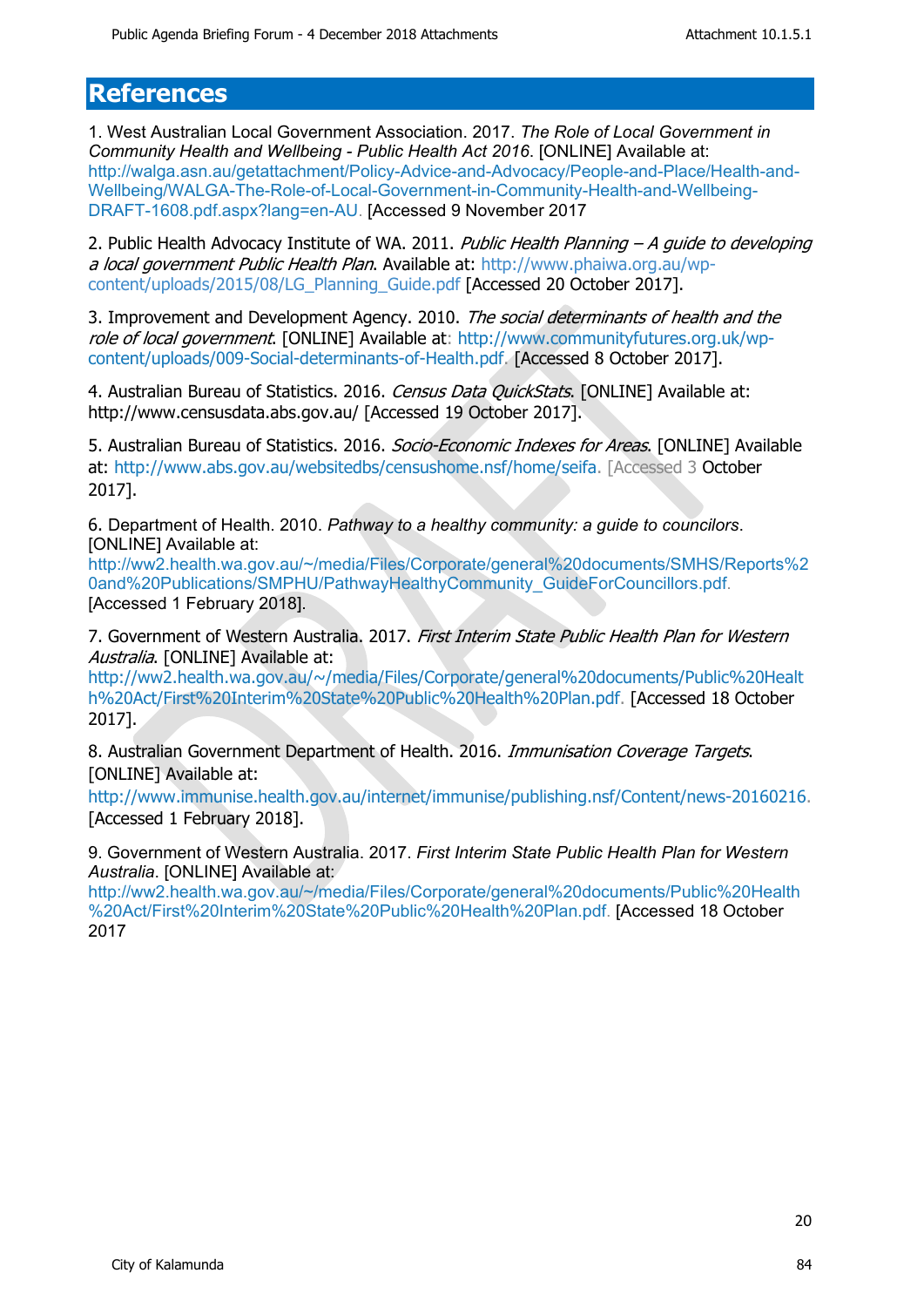# References

1. West Australian Local Government Association. 2017. *The Role of Local Government in Community Health and Wellbeing - Public Health Act 2016*. [ONLINE] Available at: http://walga.asn.au/getattachment/Policy-Advice-and-Advocacy/People-and-Place/Health-and-Wellbeing/WALGA-The-Role-of-Local-Government-in-Community-Health-and-Wellbeing-DRAFT-1608.pdf.aspx?lang=en-AU. [Accessed 9 November 2017

2. Public Health Advocacy Institute of WA. 2011. *Public Health Planning – A guide to developing a local government Public Health Plan*. Available at: http://www.phaiwa.org.au/wp-content/uploads/2015/08/LG_Planning_Guide.pdf [Accessed 20 October 2017].

3. Improvement and Development Agency. 2010. *The social determinants of health and the role of local government*. [ONLINE] Available at: http://www.communityfutures.org.uk/wp-content/uploads/009-Social-determinants-of-Health.pdf. [Accessed 8 October 2017].

4. Australian Bureau of Statistics. 2016. *Census Data QuickStats*. [ONLINE] Available at: http://www.censusdata.abs.gov.au/ [Accessed 19 October 2017].

5. Australian Bureau of Statistics. 2016. *Socio-Economic Indexes for Areas*. [ONLINE] Available at: http://www.abs.gov.au/websitedbs/censushome.nsf/home/seifa. [Accessed 3 October 2017].

6. Department of Health. 2010. *Pathway to a healthy community: a guide to councilors*. [ONLINE] Available at: http://ww2.health.wa.gov.au/~/media/Files/Corporate/general%20documents/SMHS/Reports%20and%20Publications/SMPHU/PathwayHealthyCommunity_GuideForCouncillors.pdf. [Accessed 1 February 2018].

7. Government of Western Australia. 2017. *First Interim State Public Health Plan for Western Australia*. [ONLINE] Available at: http://ww2.health.wa.gov.au/~/media/Files/Corporate/general%20documents/Public%20Health%20Act/First%20Interim%20State%20Public%20Health%20Plan.pdf. [Accessed 18 October 2017].

8. Australian Government Department of Health. 2016. *Immunisation Coverage Targets*. [ONLINE] Available at: http://www.immunise.health.gov.au/internet/immunise/publishing.nsf/Content/news-20160216. [Accessed 1 February 2018].

9. Government of Western Australia. 2017. *First Interim State Public Health Plan for Western Australia*. [ONLINE] Available at: http://ww2.health.wa.gov.au/~/media/Files/Corporate/general%20documents/Public%20Health%20Act/First%20Interim%20State%20Public%20Health%20Plan.pdf. [Accessed 18 October 2017